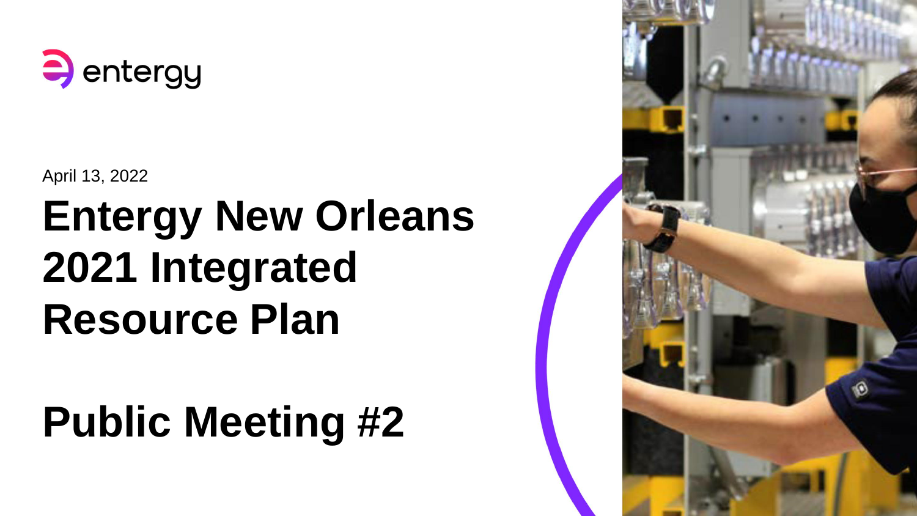entergy

April 13, 2022

# Entergy New Orleans 2021 Integrated Resource Plan

# Public Meeting #2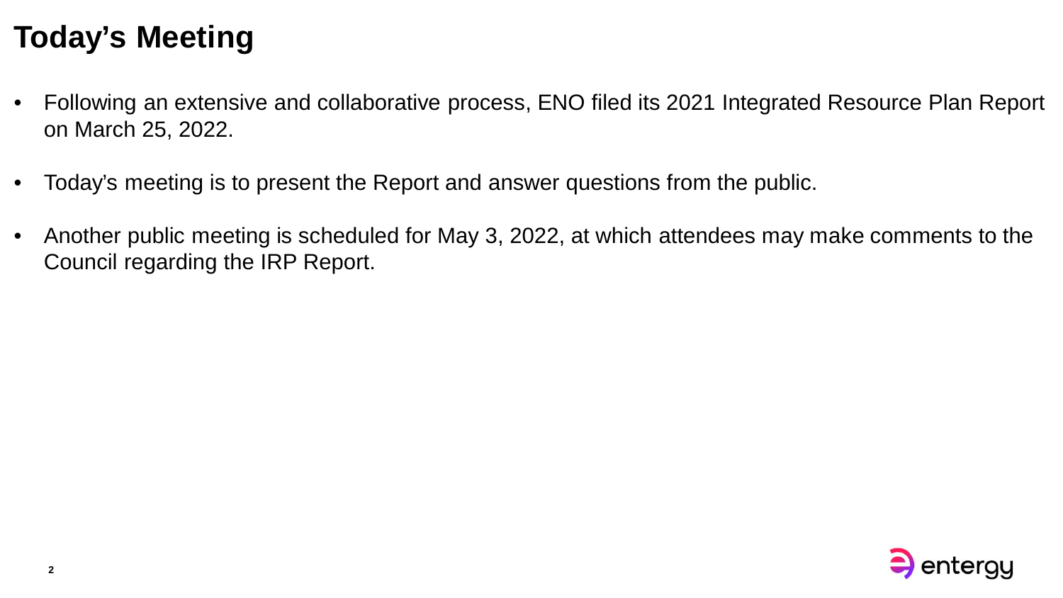# Today's Meeting

- Following an extensive and collaborative process, ENO filed its 2021 Integrated Resource Plan Report on March 25, 2022.
- Today's meeting is to present the Report and answer questions from the public.
- Another public meeting is scheduled for May 3, 2022, at which attendees may make comments to the Council regarding the IRP Report.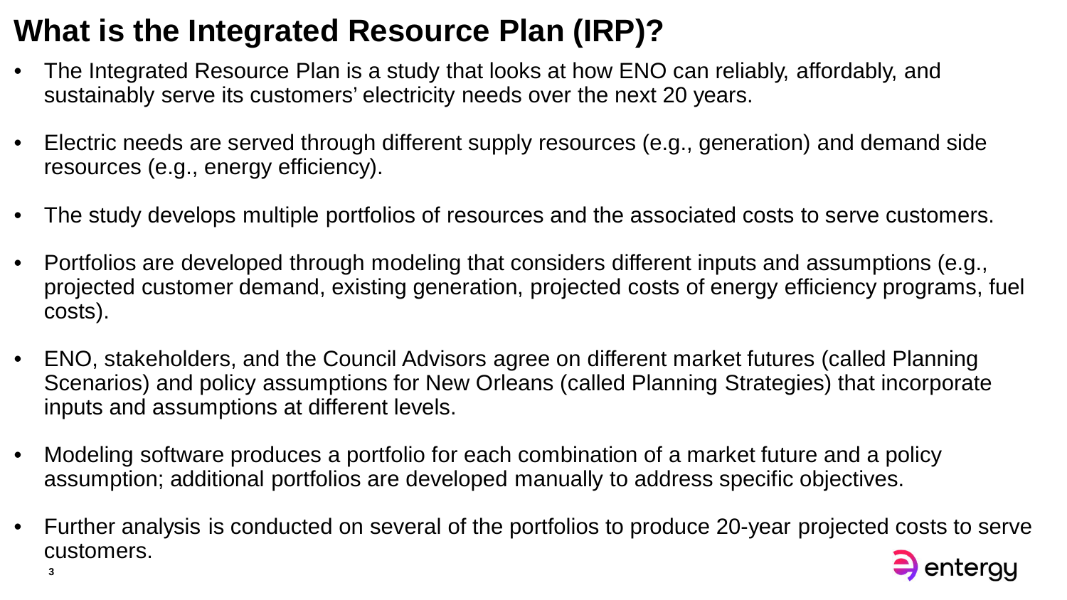# What is the Integrated Resource Plan (IRP)?

- The Integrated Resource Plan is a study that looks at how ENO can reliably, affordably, and sustainably serve its customers' electricity needs over the next 20 years.
- Electric needs are served through different supply resources (e.g., generation) and demand side resources (e.g., energy efficiency).
- The study develops multiple portfolios of resources and the associated costs to serve customers.
- Portfolios are developed through modeling that considers different inputs and assumptions (e.g., projected customer demand, existing generation, projected costs of energy efficiency programs, fuel costs).
- ENO, stakeholders, and the Council Advisors agree on different market futures (called Planning Scenarios) and policy assumptions for New Orleans (called Planning Strategies) that incorporate inputs and assumptions at different levels.
- Modeling software produces a portfolio for each combination of a market future and a policy assumption; additional portfolios are developed manually to address specific objectives.
- Further analysis is conducted on several of the portfolios to produce 20-year projected costs to serve customers.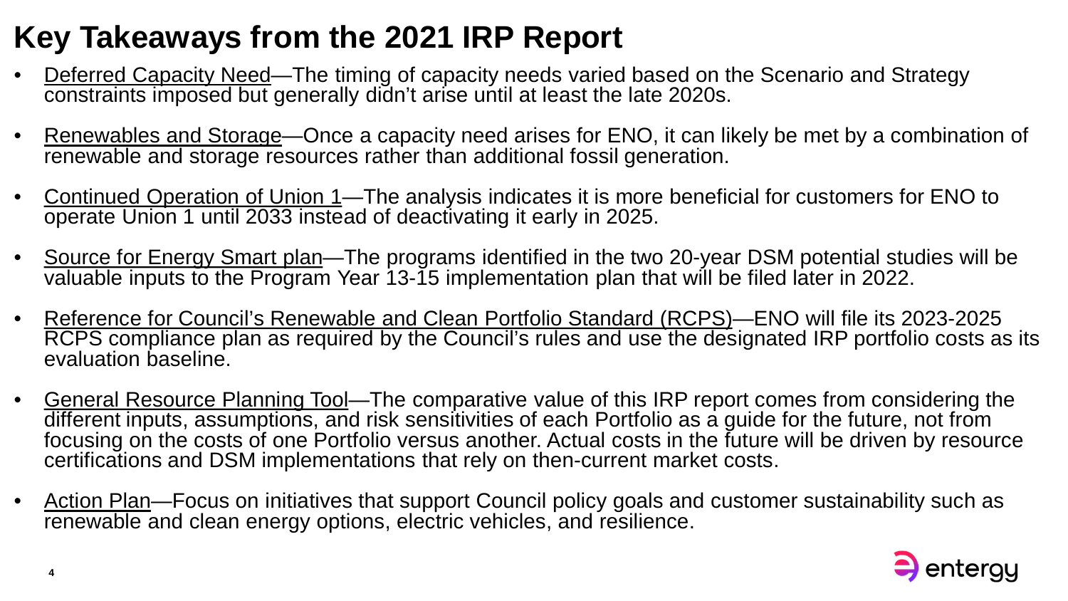# Key Takeaways from the 2021 IRP Report

- Deferred Capacity Need—The timing of capacity needs varied based on the Scenario and Strategy constraints imposed but generally didn't arise until at least the late 2020s.
- Renewables and Storage—Once a capacity need arises for ENO, it can likely be met by a combination of renewable and storage resources rather than additional fossil generation.
- Continued Operation of Union 1—The analysis indicates it is more beneficial for customers for ENO to operate Union 1 until 2033 instead of deactivating it early in 2025.
- Source for Energy Smart plan—The programs identified in the two 20-year DSM potential studies will be valuable inputs to the Program Year 13-15 implementation plan that will be filed later in 2022.
- Reference for Council's Renewable and Clean Portfolio Standard (RCPS)—ENO will file its 2023-2025 RCPS compliance plan as required by the Council's rules and use the designated IRP portfolio costs as its evaluation baseline.
- General Resource Planning Tool—The comparative value of this IRP report comes from considering the different inputs, assumptions, and risk sensitivities of each Portfolio as a guide for the future, not from focusing on the costs of one Portfolio versus another. Actual costs in the future will be driven by resource certifications and DSM implementations that rely on then-current market costs.
- Action Plan—Focus on initiatives that support Council policy goals and customer sustainability such as renewable and clean energy options, electric vehicles, and resilience.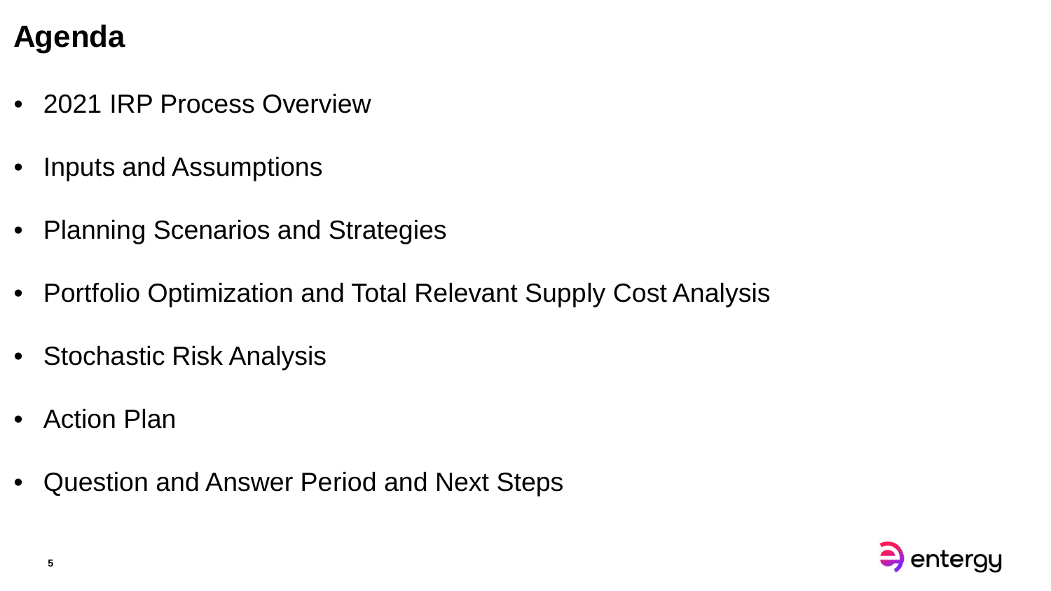# Agenda

- 2021 IRP Process Overview
- Inputs and Assumptions
- Planning Scenarios and Strategies
- Portfolio Optimization and Total Relevant Supply Cost Analysis
- Stochastic Risk Analysis
- Action Plan
- Question and Answer Period and Next Steps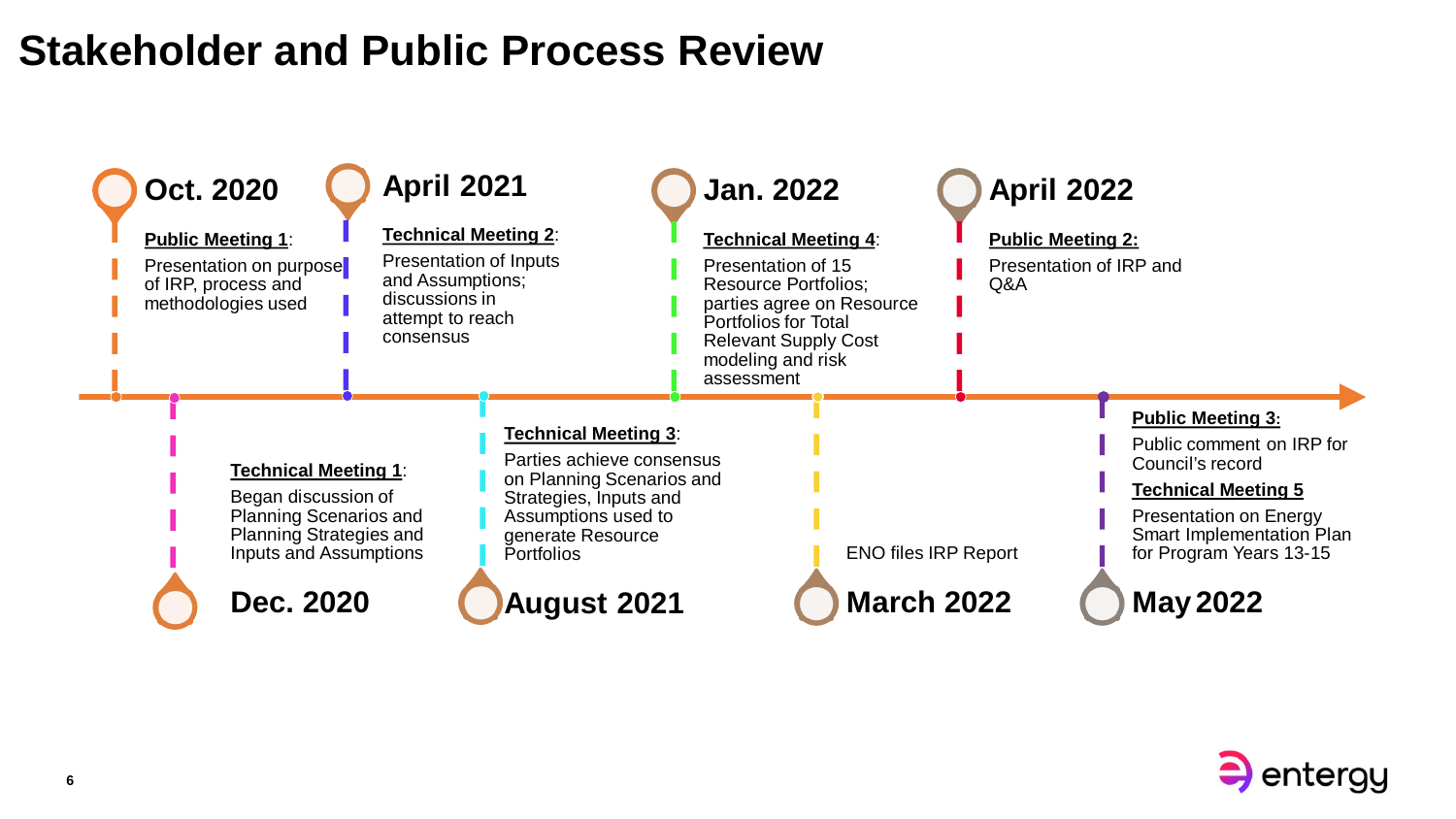# Stakeholder and Public Process Review

**Oct. 2020**

**Public Meeting 1**: Presentation on purpose of IRP, process and methodologies used

**Dec. 2020**

**Technical Meeting 1**: Began discussion of Planning Scenarios and Planning Strategies and Inputs and Assumptions

**April 2021**

**Technical Meeting 2**: Presentation of Inputs and Assumptions; discussions in attempt to reach consensus

**August 2021**

**Technical Meeting 3**: Parties achieve consensus on Planning Scenarios and Strategies, Inputs and Assumptions used to generate Resource Portfolios

**Jan. 2022**

**Technical Meeting 4**: Presentation of 15 Resource Portfolios; parties agree on Resource Portfolios for Total Relevant Supply Cost modeling and risk assessment

**March 2022**

ENO files IRP Report

**April 2022**

**Public Meeting 2:** Presentation of IRP and Q&A

**May 2022**

**Public Meeting 3:** Public comment on IRP for Council's record

**Technical Meeting 5**

Presentation on Energy Smart Implementation Plan for Program Years 13-15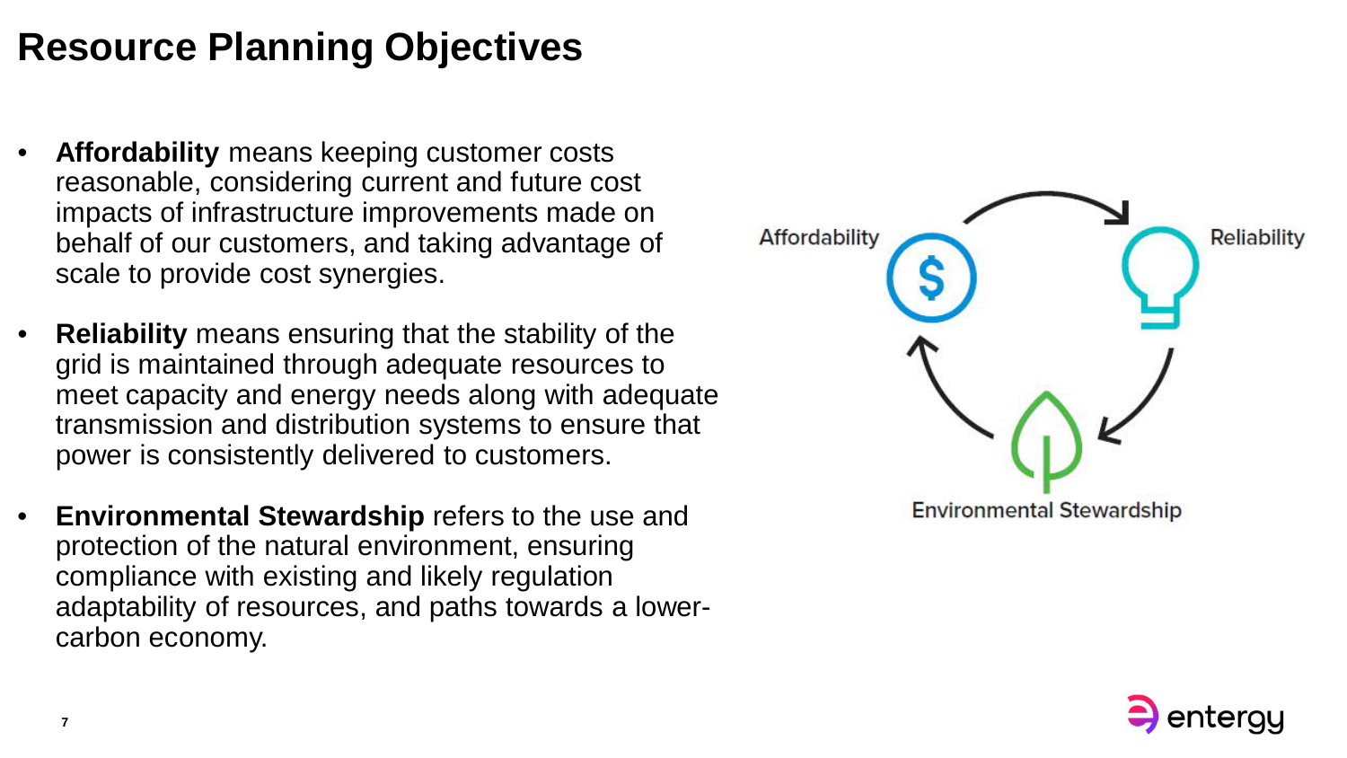# Resource Planning Objectives

- **Affordability** means keeping customer costs reasonable, considering current and future cost impacts of infrastructure improvements made on behalf of our customers, and taking advantage of scale to provide cost synergies.
- **Reliability** means ensuring that the stability of the grid is maintained through adequate resources to meet capacity and energy needs along with adequate transmission and distribution systems to ensure that power is consistently delivered to customers.
- **Environmental Stewardship** refers to the use and protection of the natural environment, ensuring compliance with existing and likely regulation adaptability of resources, and paths towards a lower-carbon economy.

Affordability

Reliability

Environmental Stewardship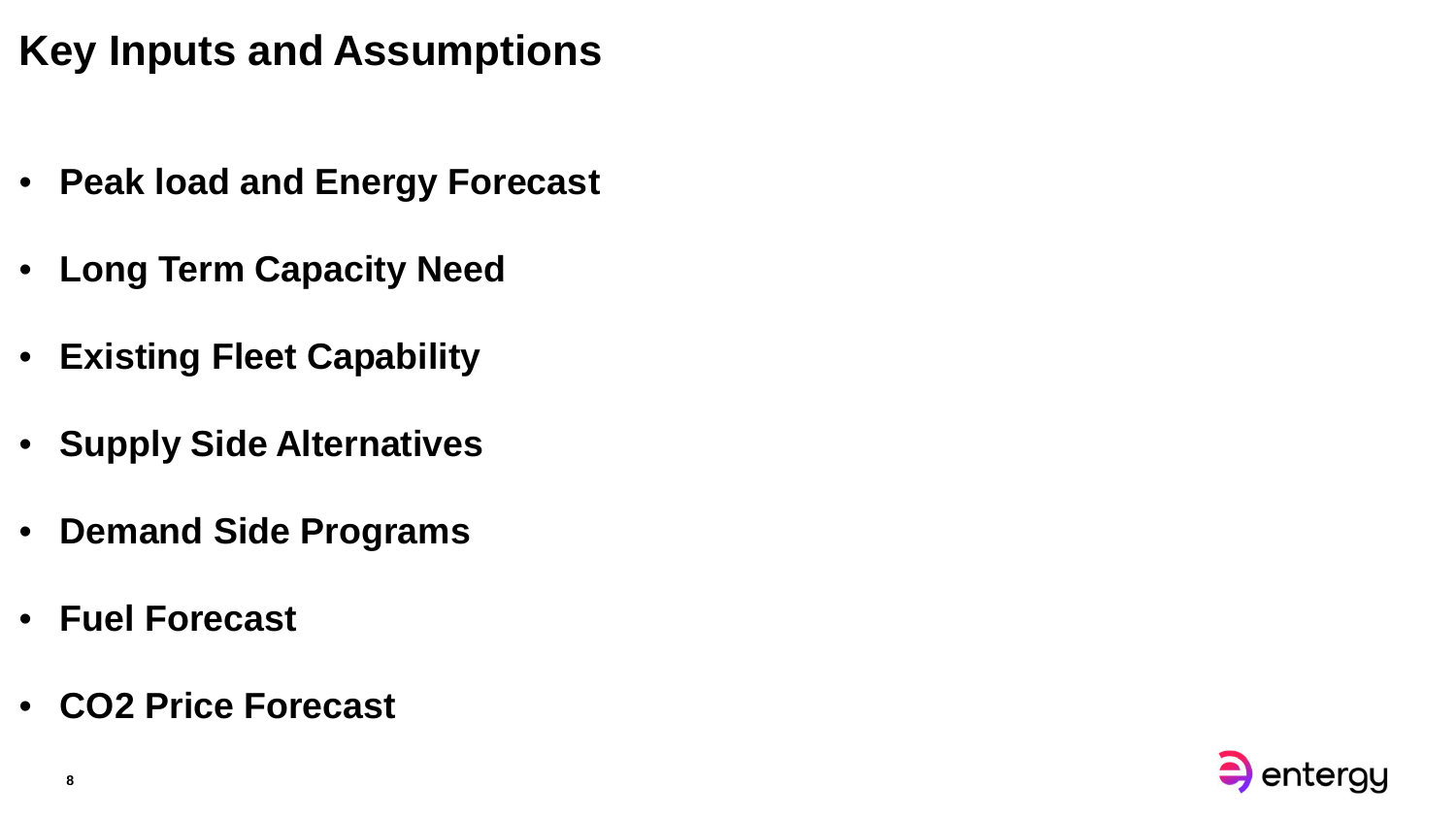# Key Inputs and Assumptions

- **Peak load and Energy Forecast**
- **Long Term Capacity Need**
- **Existing Fleet Capability**
- **Supply Side Alternatives**
- **Demand Side Programs**
- **Fuel Forecast**
- **$CO_2$ Price Forecast**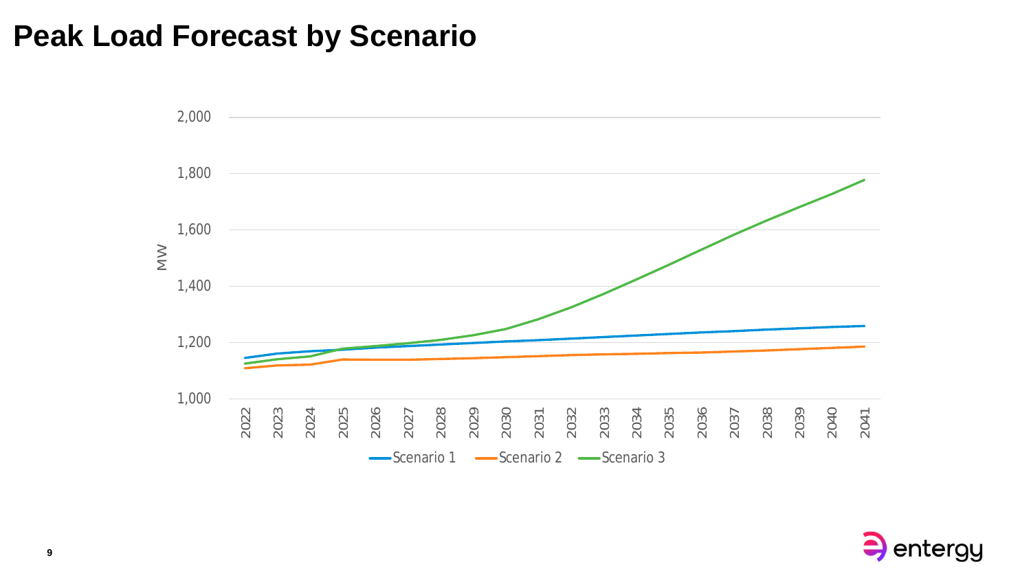# Peak Load Forecast by Scenario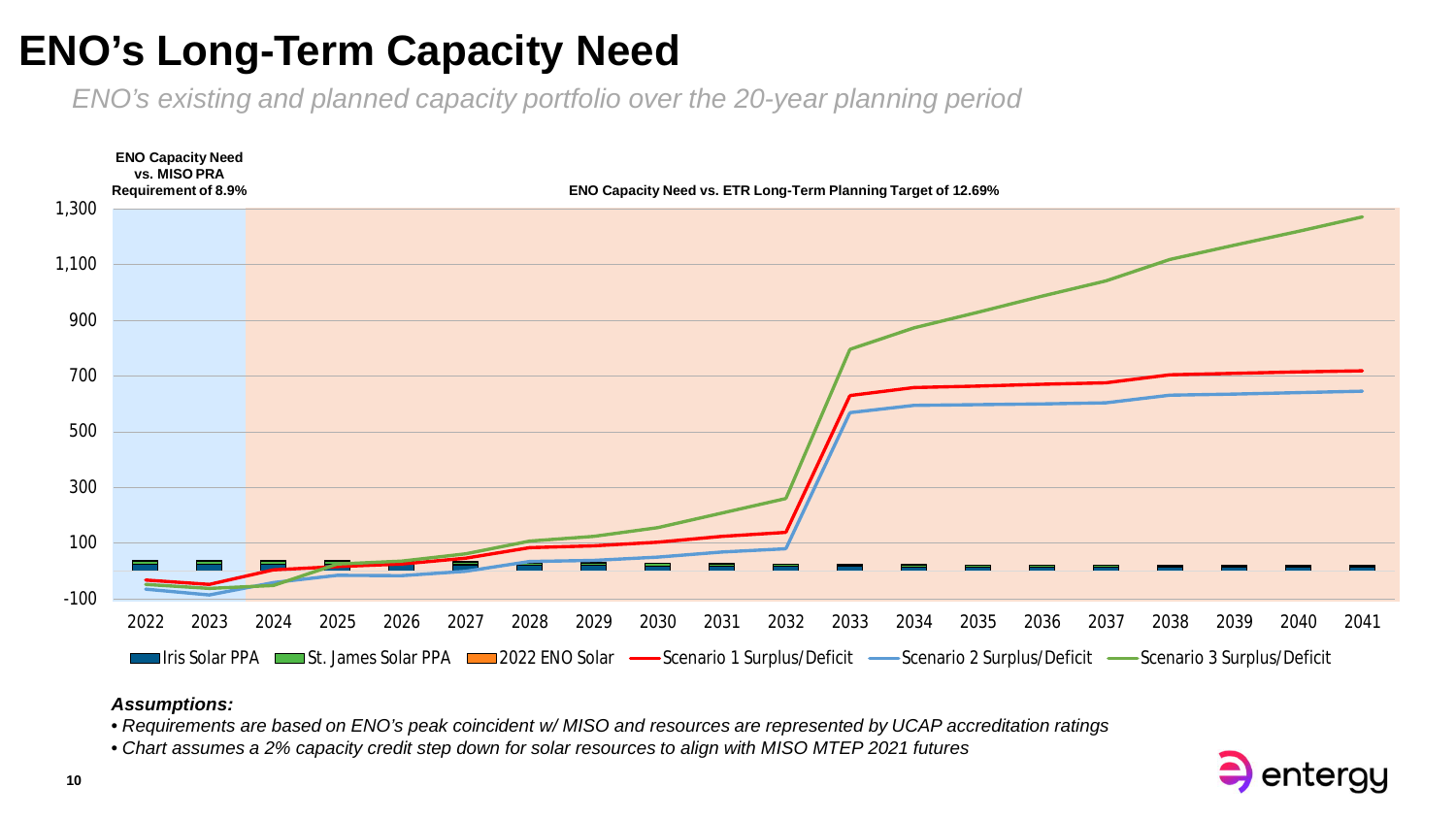# ENO's Long-Term Capacity Need

*ENO's existing and planned capacity portfolio over the 20-year planning period*

**ENO Capacity Need vs. MISO PRA Requirement of 8.9%**

**ENO Capacity Need vs. ETR Long-Term Planning Target of 12.69%**

Iris Solar PPA | St. James Solar PPA | 2022 ENO Solar | Scenario 1 Surplus/Deficit | Scenario 2 Surplus/Deficit | Scenario 3 Surplus/Deficit

***Assumptions:***

- *Requirements are based on ENO's peak coincident w/ MISO and resources are represented by UCAP accreditation ratings*
- *Chart assumes a 2% capacity credit step down for solar resources to align with MISO MTEP 2021 futures*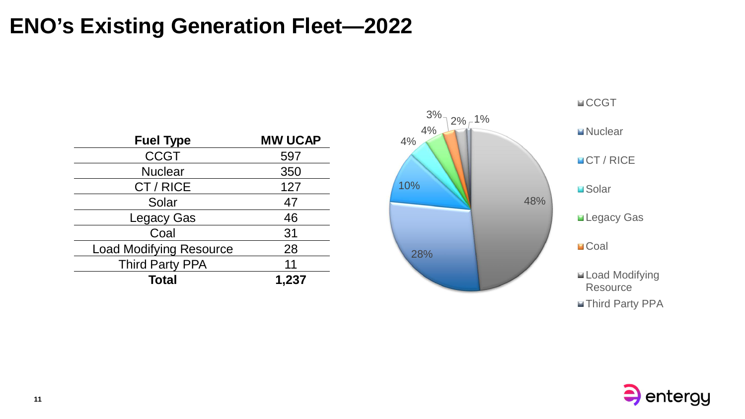# ENO's Existing Generation Fleet—2022

| Fuel Type | MW UCAP |
|---|---|
| CCGT | 597 |
| Nuclear | 350 |
| CT / RICE | 127 |
| Solar | 47 |
| Legacy Gas | 46 |
| Coal | 31 |
| Load Modifying Resource | 28 |
| Third Party PPA | 11 |
| **Total** | **1,237** |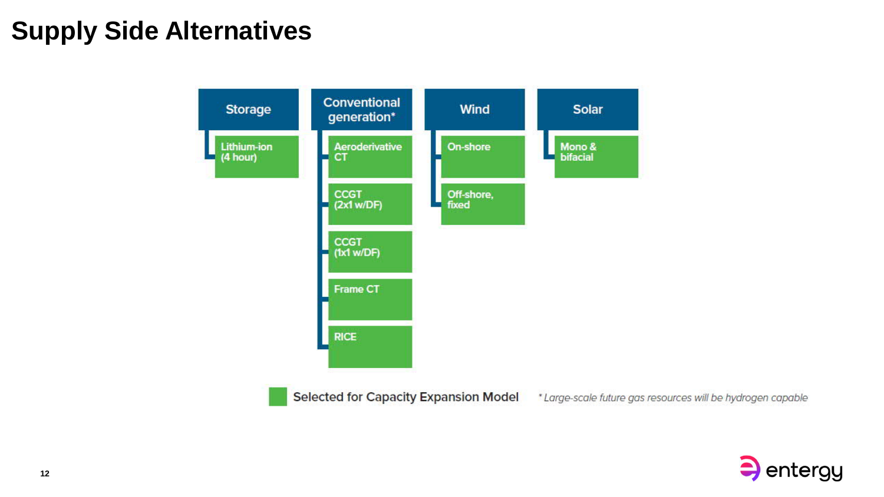# Supply Side Alternatives

- **Storage**
  - Lithium-ion (4 hour)
- **Conventional generation***
  - Aeroderivative CT
  - CCGT (2x1 w/DF)
  - CCGT (1x1 w/DF)
  - Frame CT
  - RICE
- **Wind**
  - On-shore
  - Off-shore, fixed
- **Solar**
  - Mono & bifacial

Selected for Capacity Expansion Model

*\* Large-scale future gas resources will be hydrogen capable*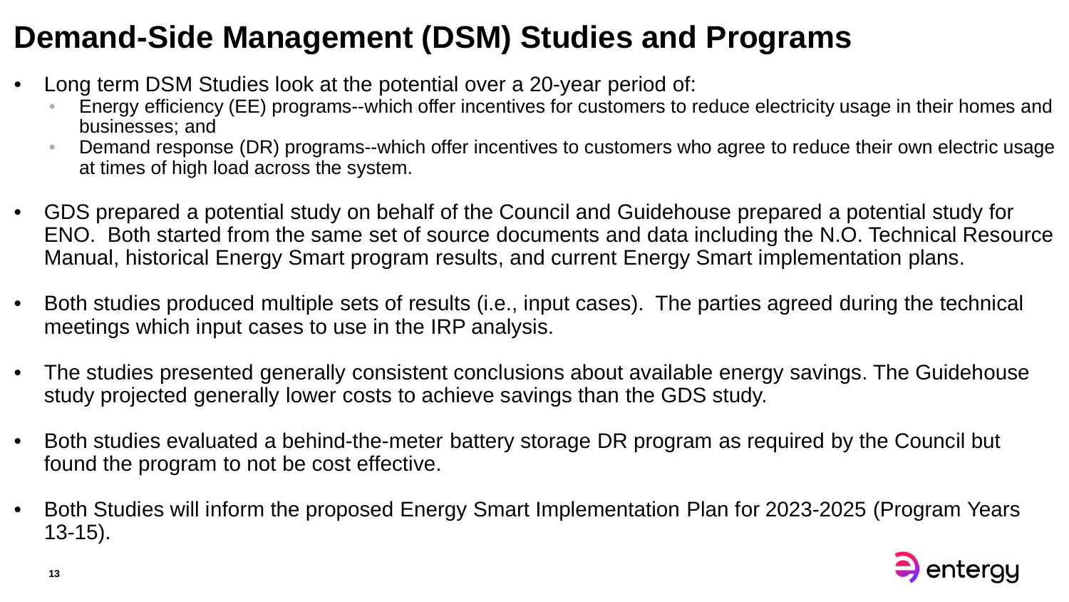# Demand-Side Management (DSM) Studies and Programs

- Long term DSM Studies look at the potential over a 20-year period of:
  - Energy efficiency (EE) programs--which offer incentives for customers to reduce electricity usage in their homes and businesses; and
  - Demand response (DR) programs--which offer incentives to customers who agree to reduce their own electric usage at times of high load across the system.
- GDS prepared a potential study on behalf of the Council and Guidehouse prepared a potential study for ENO. Both started from the same set of source documents and data including the N.O. Technical Resource Manual, historical Energy Smart program results, and current Energy Smart implementation plans.
- Both studies produced multiple sets of results (i.e., input cases). The parties agreed during the technical meetings which input cases to use in the IRP analysis.
- The studies presented generally consistent conclusions about available energy savings. The Guidehouse study projected generally lower costs to achieve savings than the GDS study.
- Both studies evaluated a behind-the-meter battery storage DR program as required by the Council but found the program to not be cost effective.
- Both Studies will inform the proposed Energy Smart Implementation Plan for 2023-2025 (Program Years 13-15).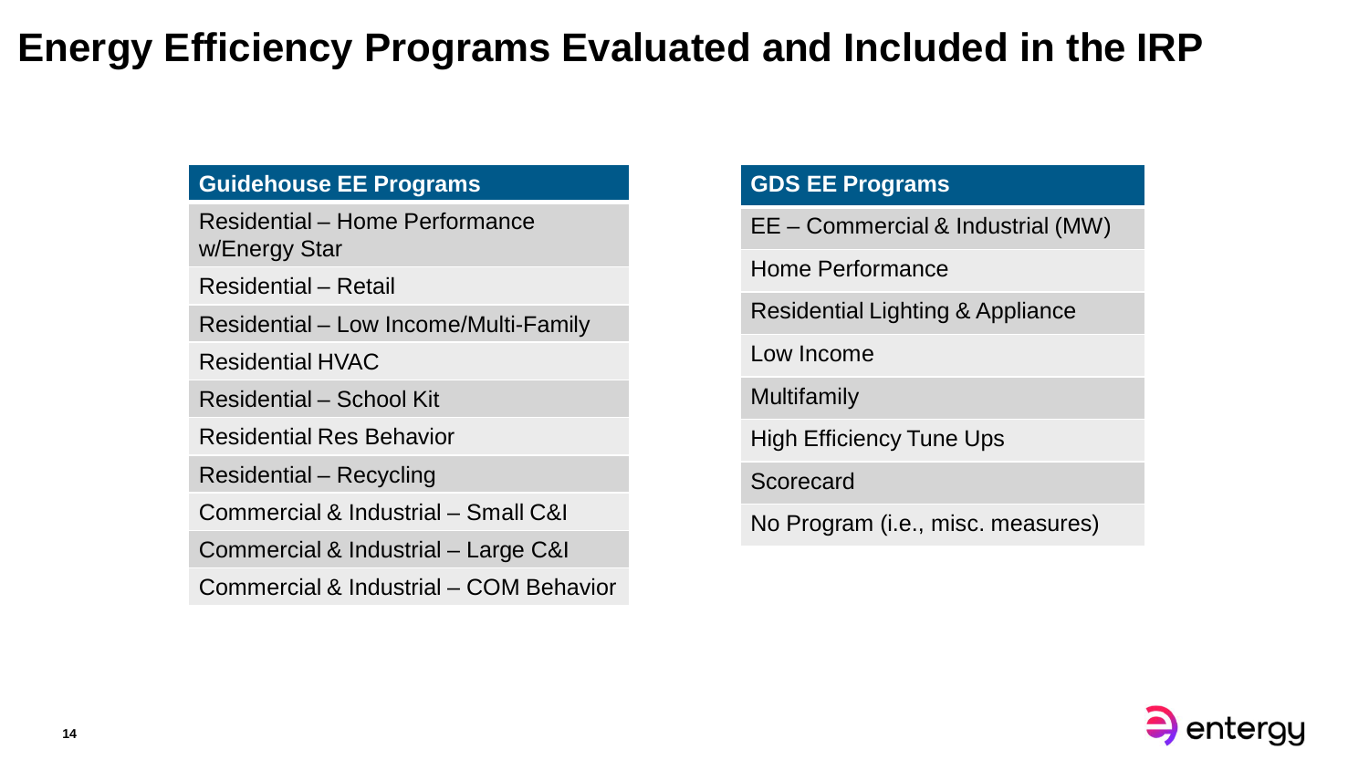# Energy Efficiency Programs Evaluated and Included in the IRP

| Guidehouse EE Programs |
| --- |
| Residential – Home Performance w/Energy Star |
| Residential – Retail |
| Residential – Low Income/Multi-Family |
| Residential HVAC |
| Residential – School Kit |
| Residential Res Behavior |
| Residential – Recycling |
| Commercial & Industrial – Small C&I |
| Commercial & Industrial – Large C&I |
| Commercial & Industrial – COM Behavior |

| GDS EE Programs |
| --- |
| EE – Commercial & Industrial (MW) |
| Home Performance |
| Residential Lighting & Appliance |
| Low Income |
| Multifamily |
| High Efficiency Tune Ups |
| Scorecard |
| No Program (i.e., misc. measures) |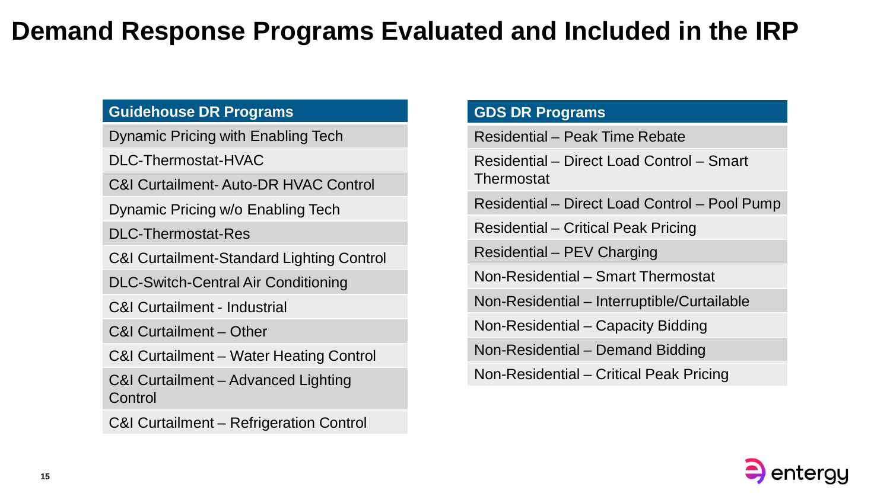# Demand Response Programs Evaluated and Included in the IRP

| Guidehouse DR Programs |
| --- |
| Dynamic Pricing with Enabling Tech |
| DLC-Thermostat-HVAC |
| C&I Curtailment- Auto-DR HVAC Control |
| Dynamic Pricing w/o Enabling Tech |
| DLC-Thermostat-Res |
| C&I Curtailment-Standard Lighting Control |
| DLC-Switch-Central Air Conditioning |
| C&I Curtailment - Industrial |
| C&I Curtailment – Other |
| C&I Curtailment – Water Heating Control |
| C&I Curtailment – Advanced Lighting Control |
| C&I Curtailment – Refrigeration Control |

| GDS DR Programs |
| --- |
| Residential – Peak Time Rebate |
| Residential – Direct Load Control – Smart Thermostat |
| Residential – Direct Load Control – Pool Pump |
| Residential – Critical Peak Pricing |
| Residential – PEV Charging |
| Non-Residential – Smart Thermostat |
| Non-Residential – Interruptible/Curtailable |
| Non-Residential – Capacity Bidding |
| Non-Residential – Demand Bidding |
| Non-Residential – Critical Peak Pricing |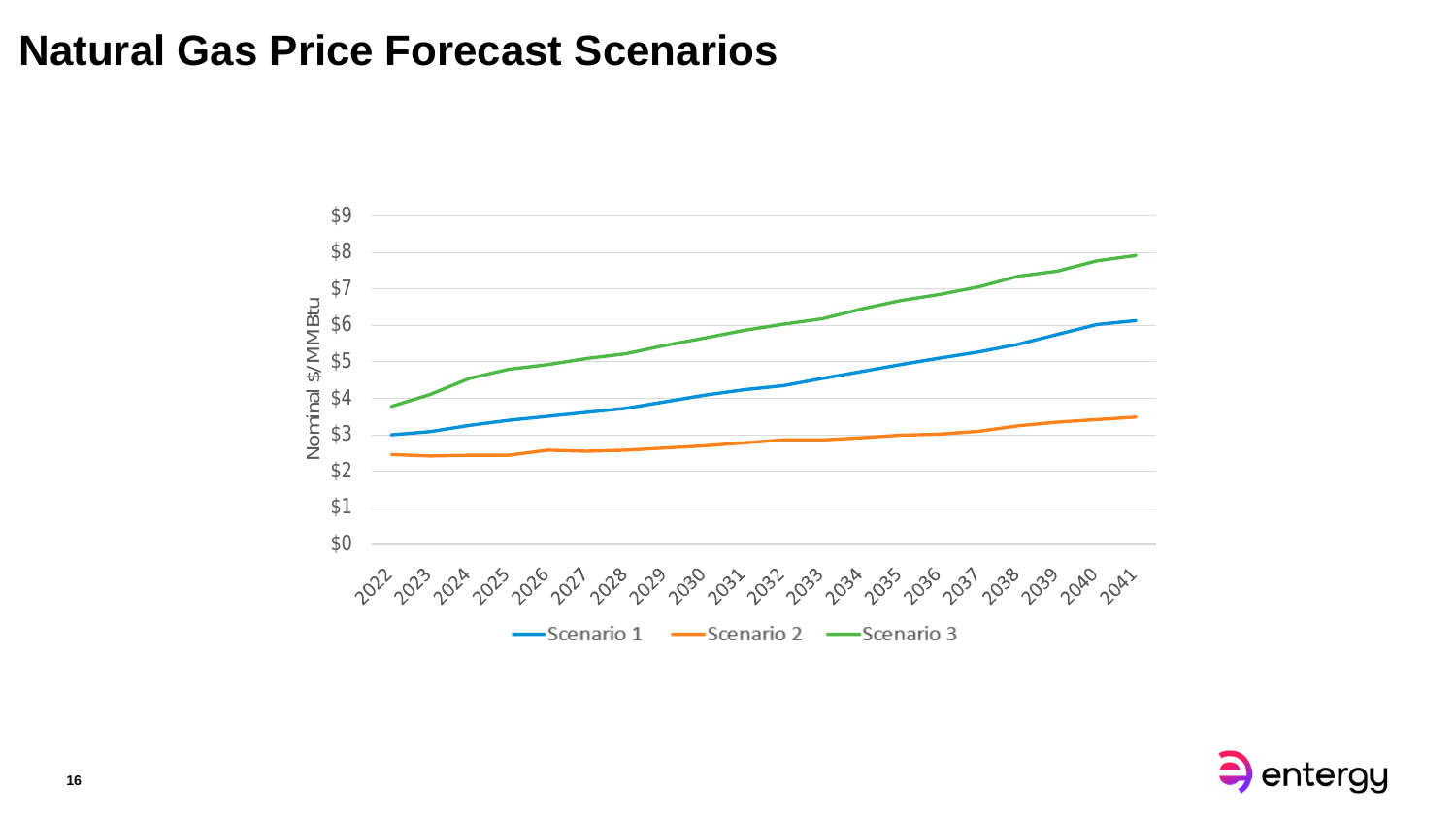# Natural Gas Price Forecast Scenarios

Nominal $/MMBtu

$9
$8
$7
$6
$5
$4
$3
$2
$1
$0

2022 2023 2024 2025 2026 2027 2028 2029 2030 2031 2032 2033 2034 2035 2036 2037 2038 2039 2040 2041

Scenario 1 Scenario 2 Scenario 3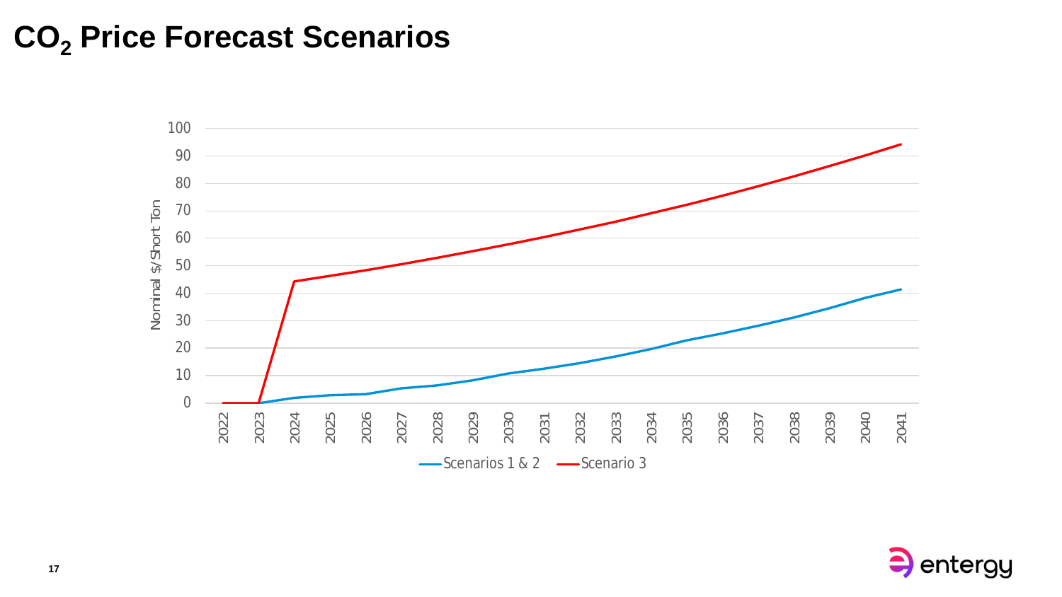# $CO_2$ Price Forecast Scenarios

Nominal $/Short Ton

Scenarios 1 & 2 | Scenario 3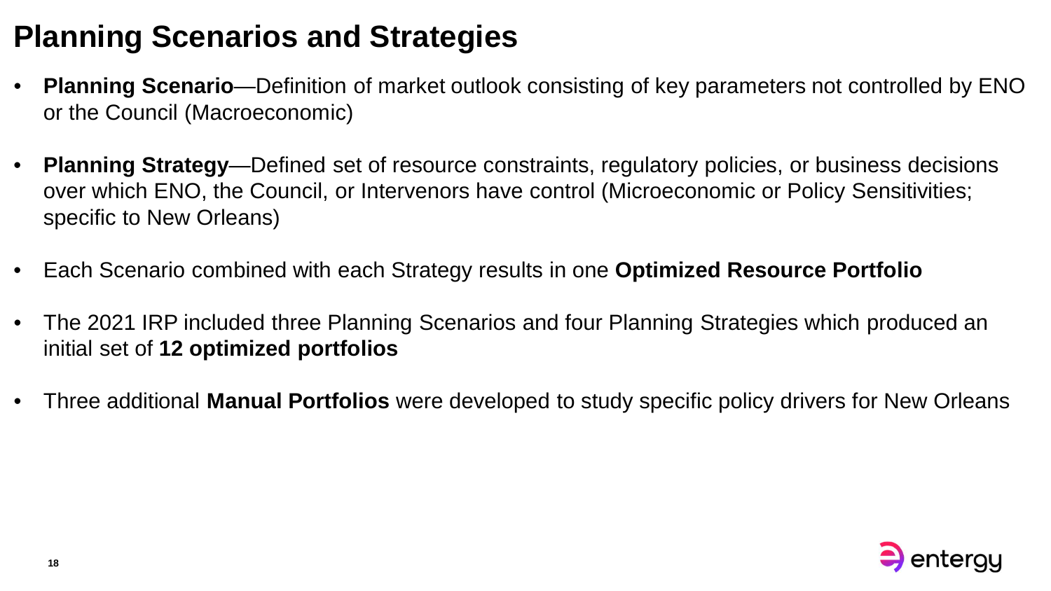# Planning Scenarios and Strategies

- **Planning Scenario**—Definition of market outlook consisting of key parameters not controlled by ENO or the Council (Macroeconomic)
- **Planning Strategy**—Defined set of resource constraints, regulatory policies, or business decisions over which ENO, the Council, or Intervenors have control (Microeconomic or Policy Sensitivities; specific to New Orleans)
- Each Scenario combined with each Strategy results in one **Optimized Resource Portfolio**
- The 2021 IRP included three Planning Scenarios and four Planning Strategies which produced an initial set of **12 optimized portfolios**
- Three additional **Manual Portfolios** were developed to study specific policy drivers for New Orleans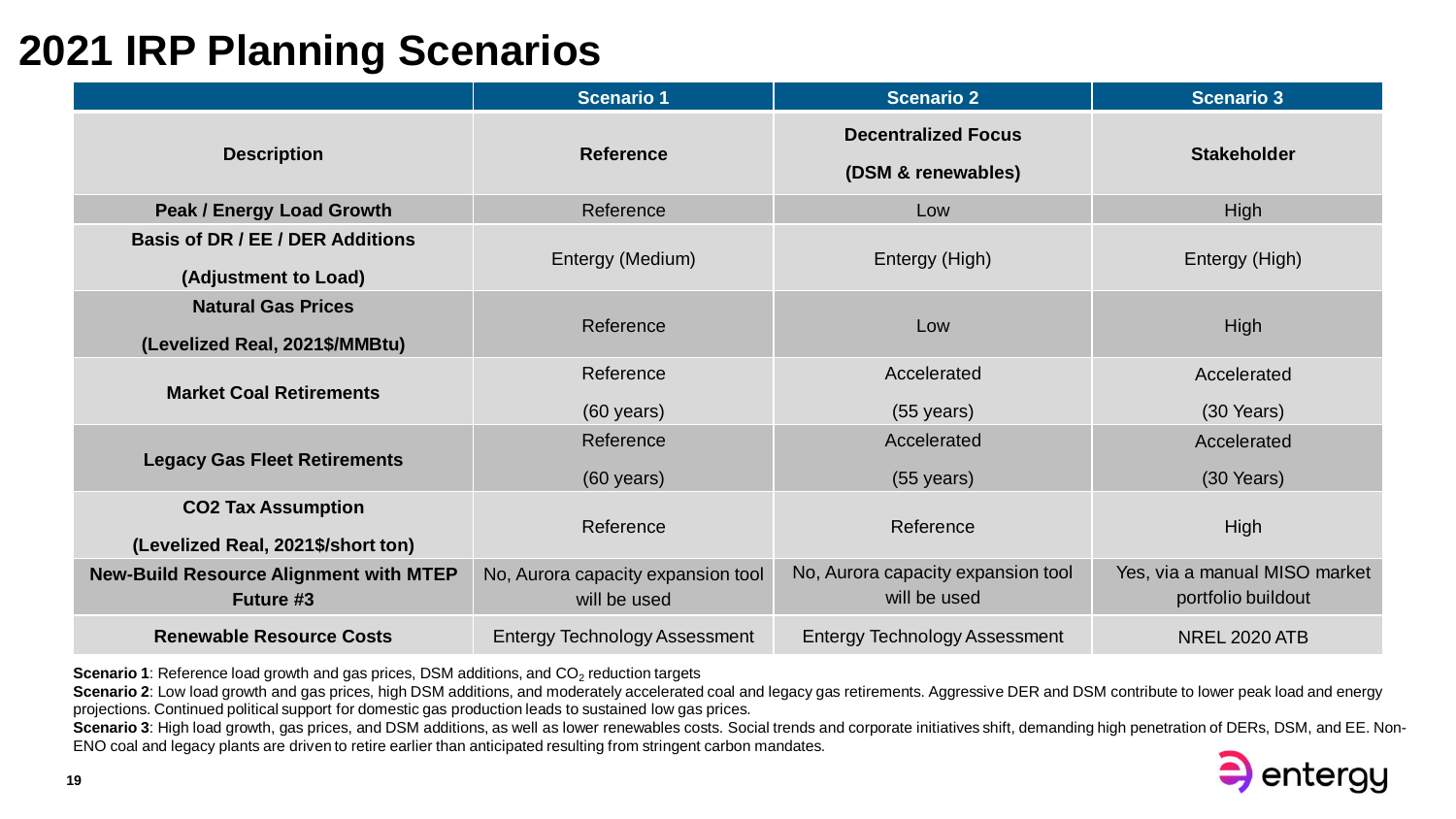# 2021 IRP Planning Scenarios

| | Scenario 1 | Scenario 2 | Scenario 3 |
|---|---|---|---|
| **Description** | **Reference** | **Decentralized Focus (DSM & renewables)** | **Stakeholder** |
| **Peak / Energy Load Growth** | Reference | Low | High |
| **Basis of DR / EE / DER Additions (Adjustment to Load)** | Entergy (Medium) | Entergy (High) | Entergy (High) |
| **Natural Gas Prices (Levelized Real, 2021$/MMBtu)** | Reference | Low | High |
| **Market Coal Retirements** | Reference (60 years) | Accelerated (55 years) | Accelerated (30 Years) |
| **Legacy Gas Fleet Retirements** | Reference (60 years) | Accelerated (55 years) | Accelerated (30 Years) |
| **CO2 Tax Assumption (Levelized Real, 2021$/short ton)** | Reference | Reference | High |
| **New-Build Resource Alignment with MTEP Future #3** | No, Aurora capacity expansion tool will be used | No, Aurora capacity expansion tool will be used | Yes, via a manual MISO market portfolio buildout |
| **Renewable Resource Costs** | Entergy Technology Assessment | Entergy Technology Assessment | NREL 2020 ATB |

**Scenario 1**: Reference load growth and gas prices, DSM additions, and $CO_2$ reduction targets

**Scenario 2**: Low load growth and gas prices, high DSM additions, and moderately accelerated coal and legacy gas retirements. Aggressive DER and DSM contribute to lower peak load and energy projections. Continued political support for domestic gas production leads to sustained low gas prices.

**Scenario 3**: High load growth, gas prices, and DSM additions, as well as lower renewables costs. Social trends and corporate initiatives shift, demanding high penetration of DERs, DSM, and EE. Non-ENO coal and legacy plants are driven to retire earlier than anticipated resulting from stringent carbon mandates.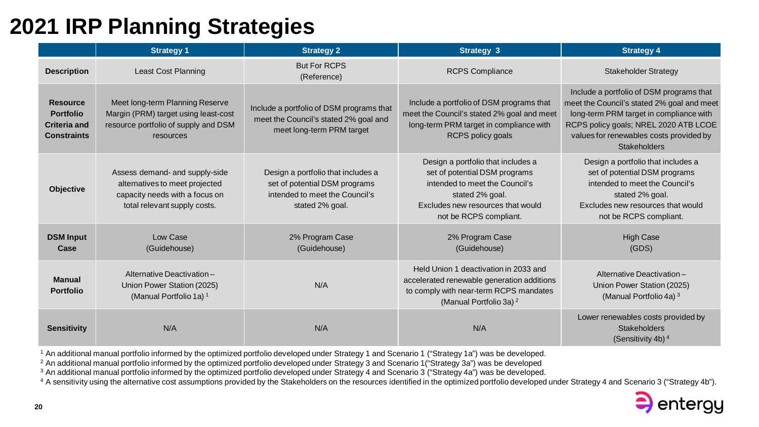# 2021 IRP Planning Strategies

| | Strategy 1 | Strategy 2 | Strategy 3 | Strategy 4 |
|---|---|---|---|---|
| **Description** | Least Cost Planning | But For RCPS (Reference) | RCPS Compliance | Stakeholder Strategy |
| **Resource Portfolio Criteria and Constraints** | Meet long-term Planning Reserve Margin (PRM) target using least-cost resource portfolio of supply and DSM resources | Include a portfolio of DSM programs that meet the Council's stated 2% goal and meet long-term PRM target | Include a portfolio of DSM programs that meet the Council's stated 2% goal and meet long-term PRM target in compliance with RCPS policy goals | Include a portfolio of DSM programs that meet the Council's stated 2% goal and meet long-term PRM target in compliance with RCPS policy goals; NREL 2020 ATB LCOE values for renewables costs provided by Stakeholders |
| **Objective** | Assess demand- and supply-side alternatives to meet projected capacity needs with a focus on total relevant supply costs. | Design a portfolio that includes a set of potential DSM programs intended to meet the Council's stated 2% goal. | Design a portfolio that includes a set of potential DSM programs intended to meet the Council's stated 2% goal. Excludes new resources that would not be RCPS compliant. | Design a portfolio that includes a set of potential DSM programs intended to meet the Council's stated 2% goal. Excludes new resources that would not be RCPS compliant. |
| **DSM Input Case** | Low Case (Guidehouse) | 2% Program Case (Guidehouse) | 2% Program Case (Guidehouse) | High Case (GDS) |
| **Manual Portfolio** | Alternative Deactivation – Union Power Station (2025) (Manual Portfolio 1a) [1] | N/A | Held Union 1 deactivation in 2033 and accelerated renewable generation additions to comply with near-term RCPS mandates (Manual Portfolio 3a) [2] | Alternative Deactivation – Union Power Station (2025) (Manual Portfolio 4a) [3] |
| **Sensitivity** | N/A | N/A | N/A | Lower renewables costs provided by Stakeholders (Sensitivity 4b) [4] |

[1] An additional manual portfolio informed by the optimized portfolio developed under Strategy 1 and Scenario 1 ("Strategy 1a") was be developed.

[2] An additional manual portfolio informed by the optimized portfolio developed under Strategy 3 and Scenario 1("Strategy 3a") was be developed

[3] An additional manual portfolio informed by the optimized portfolio developed under Strategy 4 and Scenario 3 ("Strategy 4a") was be developed.

[4] A sensitivity using the alternative cost assumptions provided by the Stakeholders on the resources identified in the optimized portfolio developed under Strategy 4 and Scenario 3 ("Strategy 4b").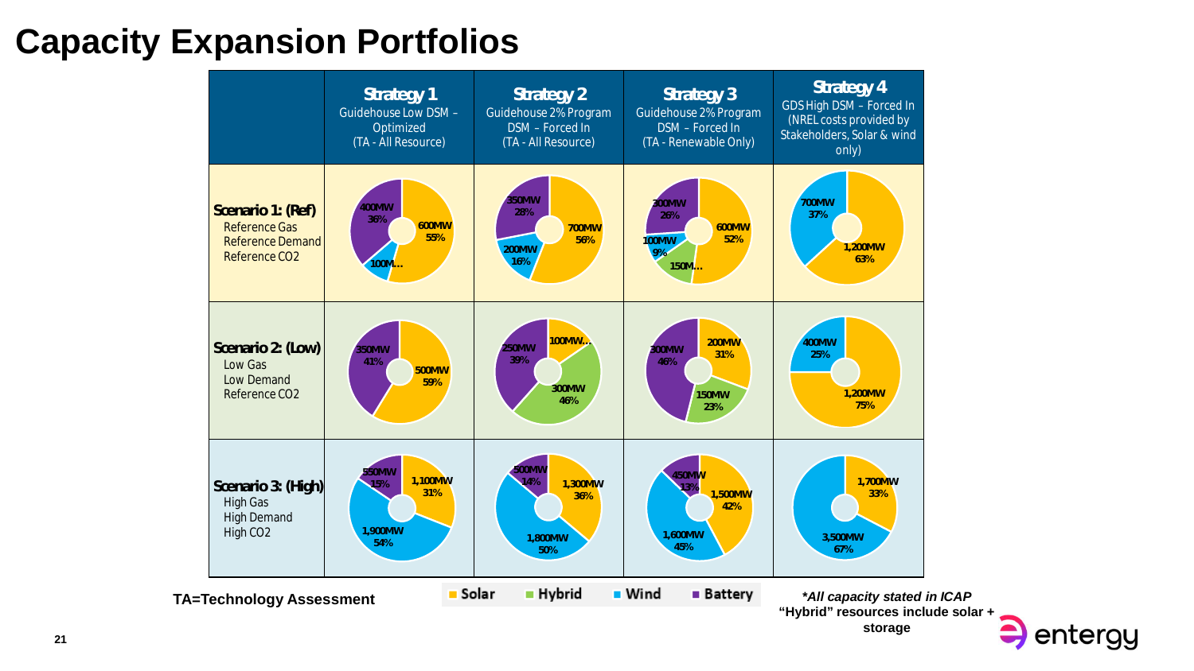# Capacity Expansion Portfolios

| | **Strategy 1** Guidehouse Low DSM – Optimized (TA - All Resource) | **Strategy 2** Guidehouse 2% Program DSM – Forced In (TA - All Resource) | **Strategy 3** Guidehouse 2% Program DSM – Forced In (TA - Renewable Only) | **Strategy 4** GDS High DSM – Forced In (NREL costs provided by Stakeholders, Solar & wind only) |
|---|---|---|---|---|
| **Scenario 1: (Ref)** Reference Gas, Reference Demand, Reference CO2 | Solar 600MW 55%; Wind 100M…; Battery 400MW 36% | Solar 700MW 56%; Wind 200MW 16%; Battery 350MW 28% | Solar 600MW 52%; Hybrid 150M…; Wind 100MW 9%; Battery 300MW 26% | Solar 1,200MW 63%; Wind 700MW 37% |
| **Scenario 2: (Low)** Low Gas, Low Demand, Reference CO2 | Solar 500MW 59%; Battery 350MW 41% | Solar 100MW…; Hybrid 300MW 46%; Battery 250MW 39% | Solar 200MW 31%; Hybrid 150MW 23%; Battery 300MW 46% | Solar 1,200MW 75%; Wind 400MW 25% |
| **Scenario 3: (High)** High Gas, High Demand, High CO2 | Solar 1,100MW 31%; Wind 1,900MW 54%; Battery 550MW 15% | Solar 1,300MW 36%; Wind 1,800MW 50%; Battery 500MW 14% | Solar 1,500MW 42%; Wind 1,600MW 45%; Battery 450MW 13% | Solar 1,700MW 33%; Wind 3,500MW 67% |

TA=Technology Assessment

Legend: Solar, Hybrid, Wind, Battery

*All capacity stated in ICAP*

"Hybrid" resources include solar + storage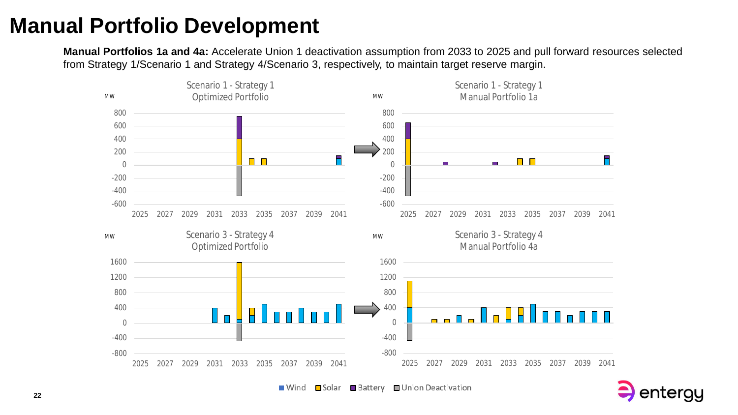# Manual Portfolio Development

**Manual Portfolios 1a and 4a:** Accelerate Union 1 deactivation assumption from 2033 to 2025 and pull forward resources selected from Strategy 1/Scenario 1 and Strategy 4/Scenario 3, respectively, to maintain target reserve margin.

Scenario 1 - Strategy 1
Optimized Portfolio

Scenario 1 - Strategy 1
Manual Portfolio 1a

Scenario 3 - Strategy 4
Optimized Portfolio

Scenario 3 - Strategy 4
Manual Portfolio 4a

Wind | Solar | Battery | Union Deactivation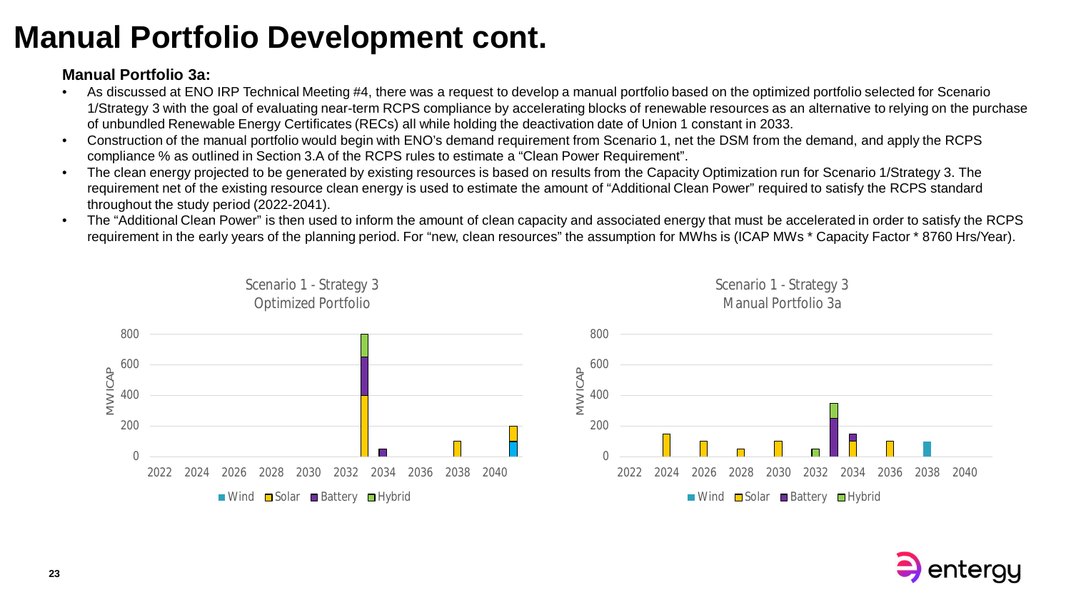# Manual Portfolio Development cont.

**Manual Portfolio 3a:**

- As discussed at ENO IRP Technical Meeting #4, there was a request to develop a manual portfolio based on the optimized portfolio selected for Scenario 1/Strategy 3 with the goal of evaluating near-term RCPS compliance by accelerating blocks of renewable resources as an alternative to relying on the purchase of unbundled Renewable Energy Certificates (RECs) all while holding the deactivation date of Union 1 constant in 2033.
- Construction of the manual portfolio would begin with ENO's demand requirement from Scenario 1, net the DSM from the demand, and apply the RCPS compliance % as outlined in Section 3.A of the RCPS rules to estimate a "Clean Power Requirement".
- The clean energy projected to be generated by existing resources is based on results from the Capacity Optimization run for Scenario 1/Strategy 3. The requirement net of the existing resource clean energy is used to estimate the amount of "Additional Clean Power" required to satisfy the RCPS standard throughout the study period (2022-2041).
- The "Additional Clean Power" is then used to inform the amount of clean capacity and associated energy that must be accelerated in order to satisfy the RCPS requirement in the early years of the planning period. For "new, clean resources" the assumption for MWhs is (ICAP MWs * Capacity Factor * 8760 Hrs/Year).

Scenario 1 - Strategy 3
Optimized Portfolio

Scenario 1 - Strategy 3
Manual Portfolio 3a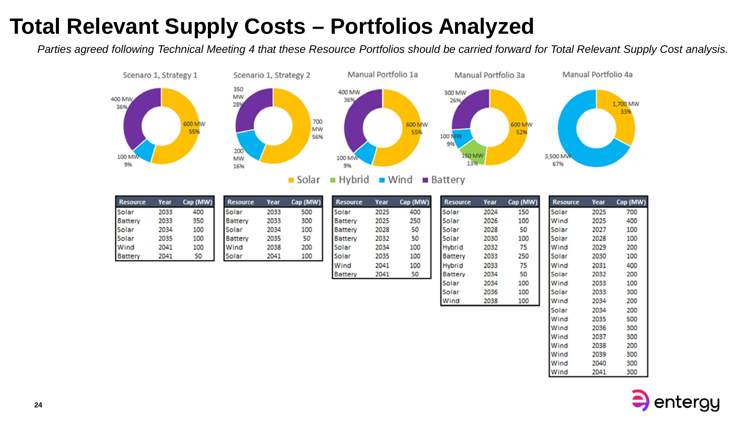# Total Relevant Supply Costs – Portfolios Analyzed

*Parties agreed following Technical Meeting 4 that these Resource Portfolios should be carried forward for Total Relevant Supply Cost analysis.*

Legend: Solar, Hybrid, Wind, Battery

**Scenaro 1, Strategy 1**

600 MW 55% (Solar); 100 MW 9% (Wind); 400 MW 36% (Battery)

| Resource | Year | Cap (MW) |
|---|---|---|
| Solar | 2033 | 400 |
| Battery | 2033 | 350 |
| Solar | 2034 | 100 |
| Solar | 2035 | 100 |
| Wind | 2041 | 100 |
| Battery | 2041 | 50 |

**Scenario 1, Strategy 2**

700 MW 56% (Solar); 200 MW 16% (Wind); 350 MW 28% (Battery)

| Resource | Year | Cap (MW) |
|---|---|---|
| Solar | 2033 | 500 |
| Battery | 2033 | 300 |
| Solar | 2034 | 100 |
| Battery | 2035 | 50 |
| Wind | 2038 | 200 |
| Solar | 2041 | 100 |

**Manual Portfolio 1a**

600 MW 55% (Solar); 100 MW 9% (Wind); 400 MW 36% (Battery)

| Resource | Year | Cap (MW) |
|---|---|---|
| Solar | 2025 | 400 |
| Battery | 2025 | 250 |
| Battery | 2028 | 50 |
| Battery | 2032 | 50 |
| Solar | 2034 | 100 |
| Solar | 2035 | 100 |
| Wind | 2041 | 100 |
| Battery | 2041 | 50 |

**Manual Portfolio 3a**

600 MW 52% (Solar); 150 MW 13% (Hybrid); 100 MW 9% (Wind); 300 MW 26% (Battery)

| Resource | Year | Cap (MW) |
|---|---|---|
| Solar | 2024 | 150 |
| Solar | 2026 | 100 |
| Solar | 2028 | 50 |
| Solar | 2030 | 100 |
| Hybrid | 2032 | 75 |
| Battery | 2033 | 250 |
| Hybrid | 2033 | 75 |
| Battery | 2034 | 50 |
| Solar | 2034 | 100 |
| Solar | 2036 | 100 |
| Wind | 2038 | 100 |

**Manual Portfolio 4a**

1,700 MW 33% (Solar); 3,500 MW 67% (Wind)

| Resource | Year | Cap (MW) |
|---|---|---|
| Solar | 2025 | 700 |
| Wind | 2025 | 400 |
| Solar | 2027 | 100 |
| Solar | 2028 | 100 |
| Wind | 2029 | 200 |
| Solar | 2030 | 100 |
| Wind | 2031 | 400 |
| Solar | 2032 | 200 |
| Wind | 2033 | 100 |
| Solar | 2033 | 300 |
| Wind | 2034 | 200 |
| Solar | 2034 | 200 |
| Wind | 2035 | 500 |
| Wind | 2036 | 300 |
| Wind | 2037 | 300 |
| Wind | 2038 | 200 |
| Wind | 2039 | 300 |
| Wind | 2040 | 300 |
| Wind | 2041 | 300 |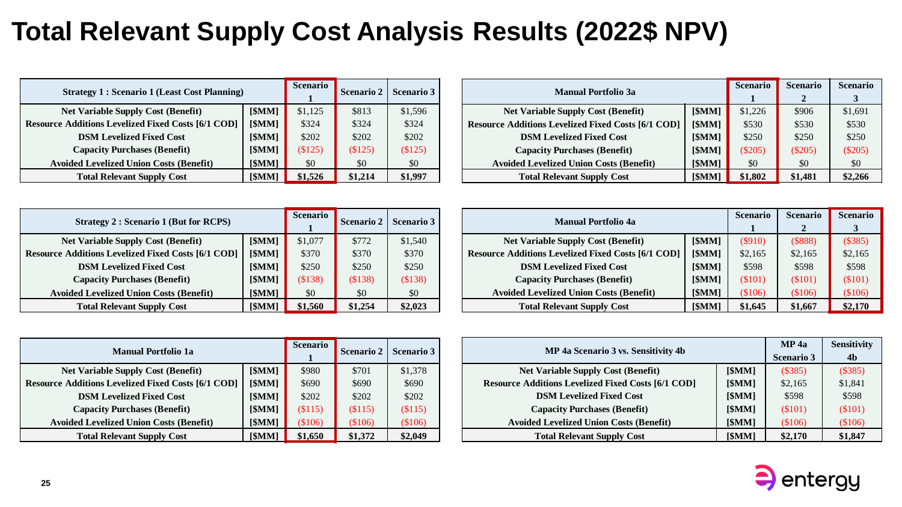# Total Relevant Supply Cost Analysis Results (2022$ NPV)

| Strategy 1 : Scenario 1 (Least Cost Planning) | | Scenario 1 | Scenario 2 | Scenario 3 |
|---|---|---|---|---|
| Net Variable Supply Cost (Benefit) | [$MM] | $1,125 | $813 | $1,596 |
| Resource Additions Levelized Fixed Costs [6/1 COD] | [$MM] | $324 | $324 | $324 |
| DSM Levelized Fixed Cost | [$MM] | $202 | $202 | $202 |
| Capacity Purchases (Benefit) | [$MM] | ($125) | ($125) | ($125) |
| Avoided Levelized Union Costs (Benefit) | [$MM] | $0 | $0 | $0 |
| **Total Relevant Supply Cost** | [$MM] | **$1,526** | **$1,214** | **$1,997** |

| Manual Portfolio 3a | | Scenario 1 | Scenario 2 | Scenario 3 |
|---|---|---|---|---|
| Net Variable Supply Cost (Benefit) | [$MM] | $1,226 | $906 | $1,691 |
| Resource Additions Levelized Fixed Costs [6/1 COD] | [$MM] | $530 | $530 | $530 |
| DSM Levelized Fixed Cost | [$MM] | $250 | $250 | $250 |
| Capacity Purchases (Benefit) | [$MM] | ($205) | ($205) | ($205) |
| Avoided Levelized Union Costs (Benefit) | [$MM] | $0 | $0 | $0 |
| **Total Relevant Supply Cost** | [$MM] | **$1,802** | **$1,481** | **$2,266** |

| Strategy 2 : Scenario 1 (But for RCPS) | | Scenario 1 | Scenario 2 | Scenario 3 |
|---|---|---|---|---|
| Net Variable Supply Cost (Benefit) | [$MM] | $1,077 | $772 | $1,540 |
| Resource Additions Levelized Fixed Costs [6/1 COD] | [$MM] | $370 | $370 | $370 |
| DSM Levelized Fixed Cost | [$MM] | $250 | $250 | $250 |
| Capacity Purchases (Benefit) | [$MM] | ($138) | ($138) | ($138) |
| Avoided Levelized Union Costs (Benefit) | [$MM] | $0 | $0 | $0 |
| **Total Relevant Supply Cost** | [$MM] | **$1,560** | **$1,254** | **$2,023** |

| Manual Portfolio 4a | | Scenario 1 | Scenario 2 | Scenario 3 |
|---|---|---|---|---|
| Net Variable Supply Cost (Benefit) | [$MM] | ($910) | ($888) | ($385) |
| Resource Additions Levelized Fixed Costs [6/1 COD] | [$MM] | $2,165 | $2,165 | $2,165 |
| DSM Levelized Fixed Cost | [$MM] | $598 | $598 | $598 |
| Capacity Purchases (Benefit) | [$MM] | ($101) | ($101) | ($101) |
| Avoided Levelized Union Costs (Benefit) | [$MM] | ($106) | ($106) | ($106) |
| **Total Relevant Supply Cost** | [$MM] | **$1,645** | **$1,667** | **$2,170** |

| Manual Portfolio 1a | | Scenario 1 | Scenario 2 | Scenario 3 |
|---|---|---|---|---|
| Net Variable Supply Cost (Benefit) | [$MM] | $980 | $701 | $1,378 |
| Resource Additions Levelized Fixed Costs [6/1 COD] | [$MM] | $690 | $690 | $690 |
| DSM Levelized Fixed Cost | [$MM] | $202 | $202 | $202 |
| Capacity Purchases (Benefit) | [$MM] | ($115) | ($115) | ($115) |
| Avoided Levelized Union Costs (Benefit) | [$MM] | ($106) | ($106) | ($106) |
| **Total Relevant Supply Cost** | [$MM] | **$1,650** | **$1,372** | **$2,049** |

| MP 4a Scenario 3 vs. Sensitivity 4b | | MP 4a Scenario 3 | Sensitivity 4b |
|---|---|---|---|
| Net Variable Supply Cost (Benefit) | [$MM] | ($385) | ($385) |
| Resource Additions Levelized Fixed Costs [6/1 COD] | [$MM] | $2,165 | $1,841 |
| DSM Levelized Fixed Cost | [$MM] | $598 | $598 |
| Capacity Purchases (Benefit) | [$MM] | ($101) | ($101) |
| Avoided Levelized Union Costs (Benefit) | [$MM] | ($106) | ($106) |
| **Total Relevant Supply Cost** | [$MM] | **$2,170** | **$1,847** |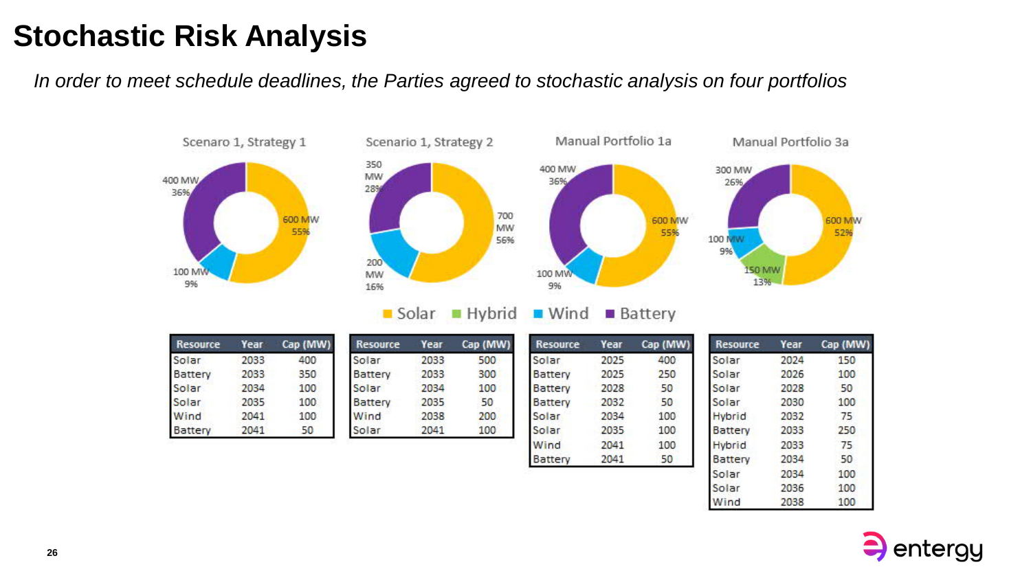# Stochastic Risk Analysis

*In order to meet schedule deadlines, the Parties agreed to stochastic analysis on four portfolios*

**Scenaro 1, Strategy 1**

- Solar: 600 MW, 55%
- Wind: 100 MW, 9%
- Battery: 400 MW, 36%

**Scenario 1, Strategy 2**

- Solar: 700 MW, 56%
- Wind: 200 MW, 16%
- Battery: 350 MW, 28%

**Manual Portfolio 1a**

- Solar: 600 MW, 55%
- Wind: 100 MW, 9%
- Battery: 400 MW, 36%

**Manual Portfolio 3a**

- Solar: 600 MW, 52%
- Hybrid: 150 MW, 13%
- Wind: 100 MW, 9%
- Battery: 300 MW, 26%

Legend: Solar, Hybrid, Wind, Battery

**Scenaro 1, Strategy 1**

| Resource | Year | Cap (MW) |
|---|---|---|
| Solar | 2033 | 400 |
| Battery | 2033 | 350 |
| Solar | 2034 | 100 |
| Solar | 2035 | 100 |
| Wind | 2041 | 100 |
| Battery | 2041 | 50 |

**Scenario 1, Strategy 2**

| Resource | Year | Cap (MW) |
|---|---|---|
| Solar | 2033 | 500 |
| Battery | 2033 | 300 |
| Solar | 2034 | 100 |
| Battery | 2035 | 50 |
| Wind | 2038 | 200 |
| Solar | 2041 | 100 |

**Manual Portfolio 1a**

| Resource | Year | Cap (MW) |
|---|---|---|
| Solar | 2025 | 400 |
| Battery | 2025 | 250 |
| Battery | 2028 | 50 |
| Battery | 2032 | 50 |
| Solar | 2034 | 100 |
| Solar | 2035 | 100 |
| Wind | 2041 | 100 |
| Battery | 2041 | 50 |

**Manual Portfolio 3a**

| Resource | Year | Cap (MW) |
|---|---|---|
| Solar | 2024 | 150 |
| Solar | 2026 | 100 |
| Solar | 2028 | 50 |
| Solar | 2030 | 100 |
| Hybrid | 2032 | 75 |
| Battery | 2033 | 250 |
| Hybrid | 2033 | 75 |
| Battery | 2034 | 50 |
| Solar | 2034 | 100 |
| Solar | 2036 | 100 |
| Wind | 2038 | 100 |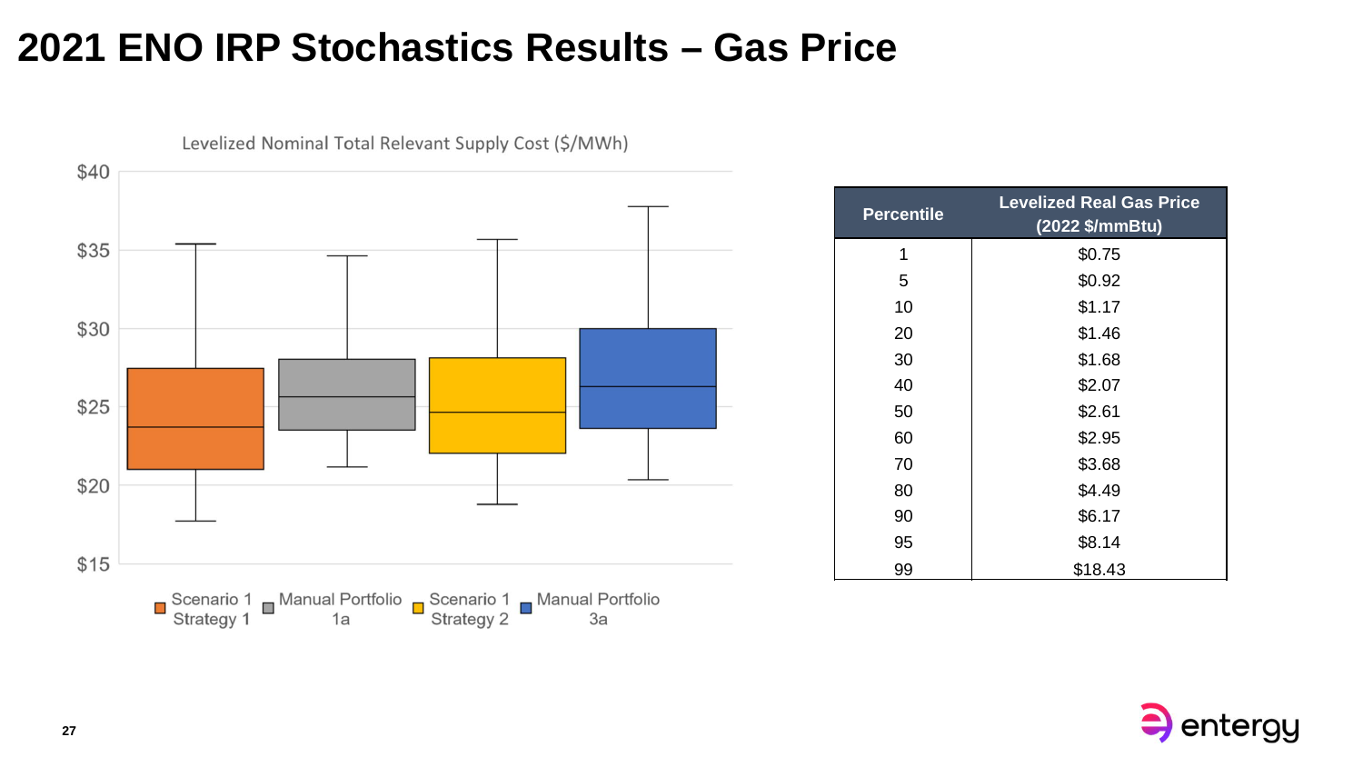# 2021 ENO IRP Stochastics Results – Gas Price

Levelized Nominal Total Relevant Supply Cost ($/MWh)

Scenario 1 Strategy 1 | Manual Portfolio 1a | Scenario 1 Strategy 2 | Manual Portfolio 3a

| Percentile | Levelized Real Gas Price (2022 $/mmBtu) |
|---|---|
| 1 | $0.75 |
| 5 | $0.92 |
| 10 | $1.17 |
| 20 | $1.46 |
| 30 | $1.68 |
| 40 | $2.07 |
| 50 | $2.61 |
| 60 | $2.95 |
| 70 | $3.68 |
| 80 | $4.49 |
| 90 | $6.17 |
| 95 | $8.14 |
| 99 | $18.43 |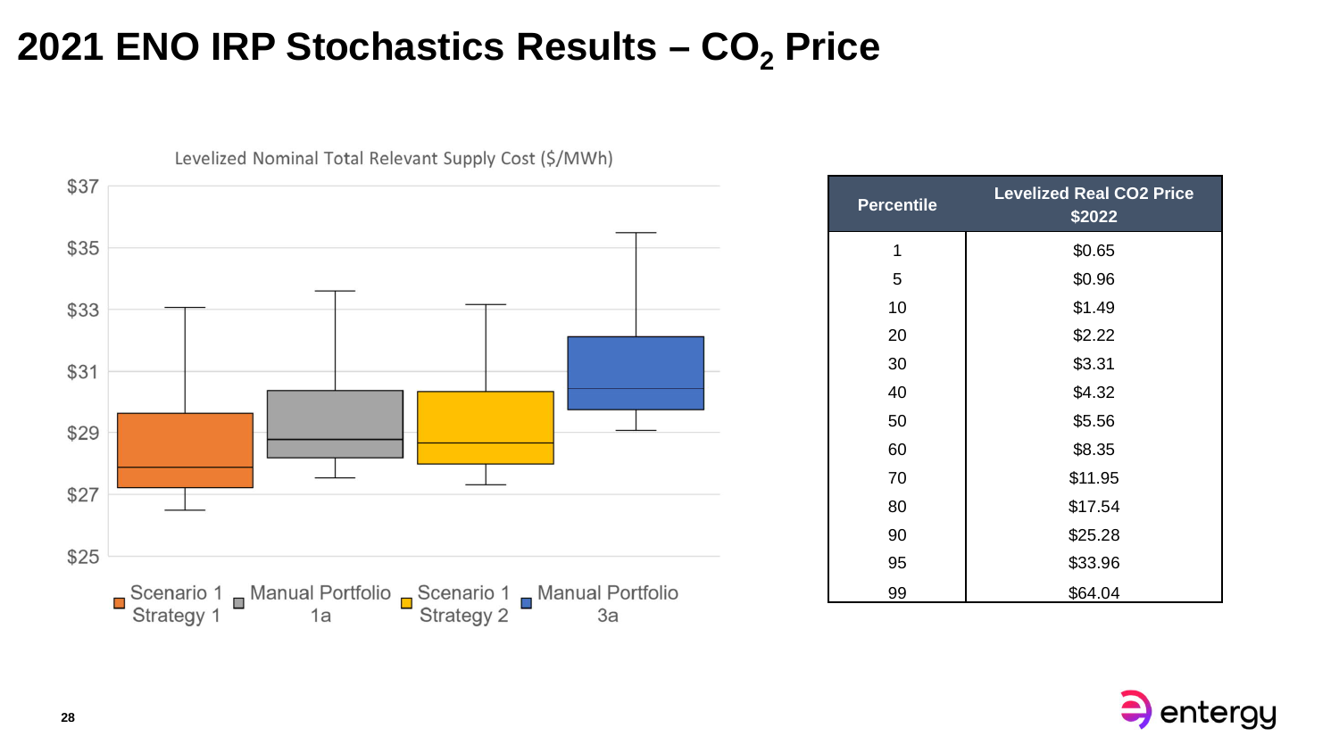# 2021 ENO IRP Stochastics Results – $CO_2$ Price

Levelized Nominal Total Relevant Supply Cost ($/MWh)

$37
$35
$33
$31
$29
$27
$25

Scenario 1 Strategy 1 | Manual Portfolio 1a | Scenario 1 Strategy 2 | Manual Portfolio 3a

| Percentile | Levelized Real CO2 Price $2022 |
|---|---|
| 1 | $0.65 |
| 5 | $0.96 |
| 10 | $1.49 |
| 20 | $2.22 |
| 30 | $3.31 |
| 40 | $4.32 |
| 50 | $5.56 |
| 60 | $8.35 |
| 70 | $11.95 |
| 80 | $17.54 |
| 90 | $25.28 |
| 95 | $33.96 |
| 99 | $64.04 |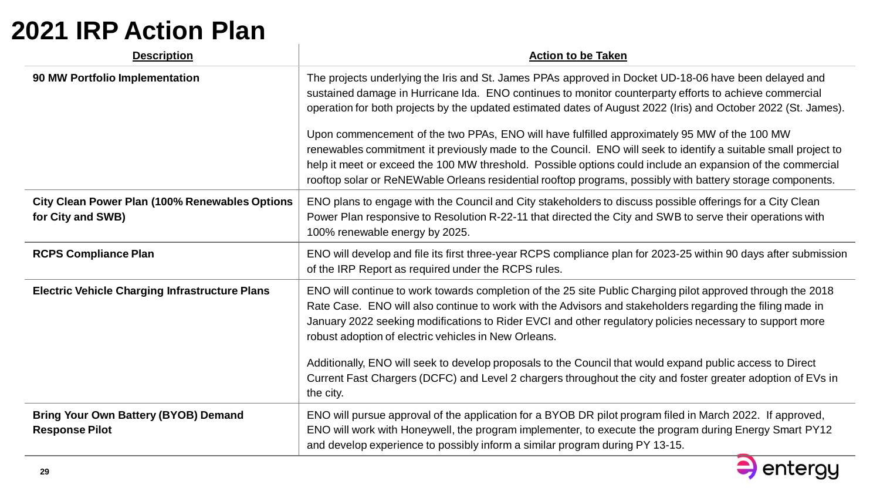# 2021 IRP Action Plan

| Description | Action to be Taken |
|---|---|
| **90 MW Portfolio Implementation** | The projects underlying the Iris and St. James PPAs approved in Docket UD-18-06 have been delayed and sustained damage in Hurricane Ida. ENO continues to monitor counterparty efforts to achieve commercial operation for both projects by the updated estimated dates of August 2022 (Iris) and October 2022 (St. James).<br><br>Upon commencement of the two PPAs, ENO will have fulfilled approximately 95 MW of the 100 MW renewables commitment it previously made to the Council. ENO will seek to identify a suitable small project to help it meet or exceed the 100 MW threshold. Possible options could include an expansion of the commercial rooftop solar or ReNEWable Orleans residential rooftop programs, possibly with battery storage components. |
| **City Clean Power Plan (100% Renewables Options for City and SWB)** | ENO plans to engage with the Council and City stakeholders to discuss possible offerings for a City Clean Power Plan responsive to Resolution R-22-11 that directed the City and SWB to serve their operations with 100% renewable energy by 2025. |
| **RCPS Compliance Plan** | ENO will develop and file its first three-year RCPS compliance plan for 2023-25 within 90 days after submission of the IRP Report as required under the RCPS rules. |
| **Electric Vehicle Charging Infrastructure Plans** | ENO will continue to work towards completion of the 25 site Public Charging pilot approved through the 2018 Rate Case. ENO will also continue to work with the Advisors and stakeholders regarding the filing made in January 2022 seeking modifications to Rider EVCI and other regulatory policies necessary to support more robust adoption of electric vehicles in New Orleans.<br><br>Additionally, ENO will seek to develop proposals to the Council that would expand public access to Direct Current Fast Chargers (DCFC) and Level 2 chargers throughout the city and foster greater adoption of EVs in the city. |
| **Bring Your Own Battery (BYOB) Demand Response Pilot** | ENO will pursue approval of the application for a BYOB DR pilot program filed in March 2022. If approved, ENO will work with Honeywell, the program implementer, to execute the program during Energy Smart PY12 and develop experience to possibly inform a similar program during PY 13-15. |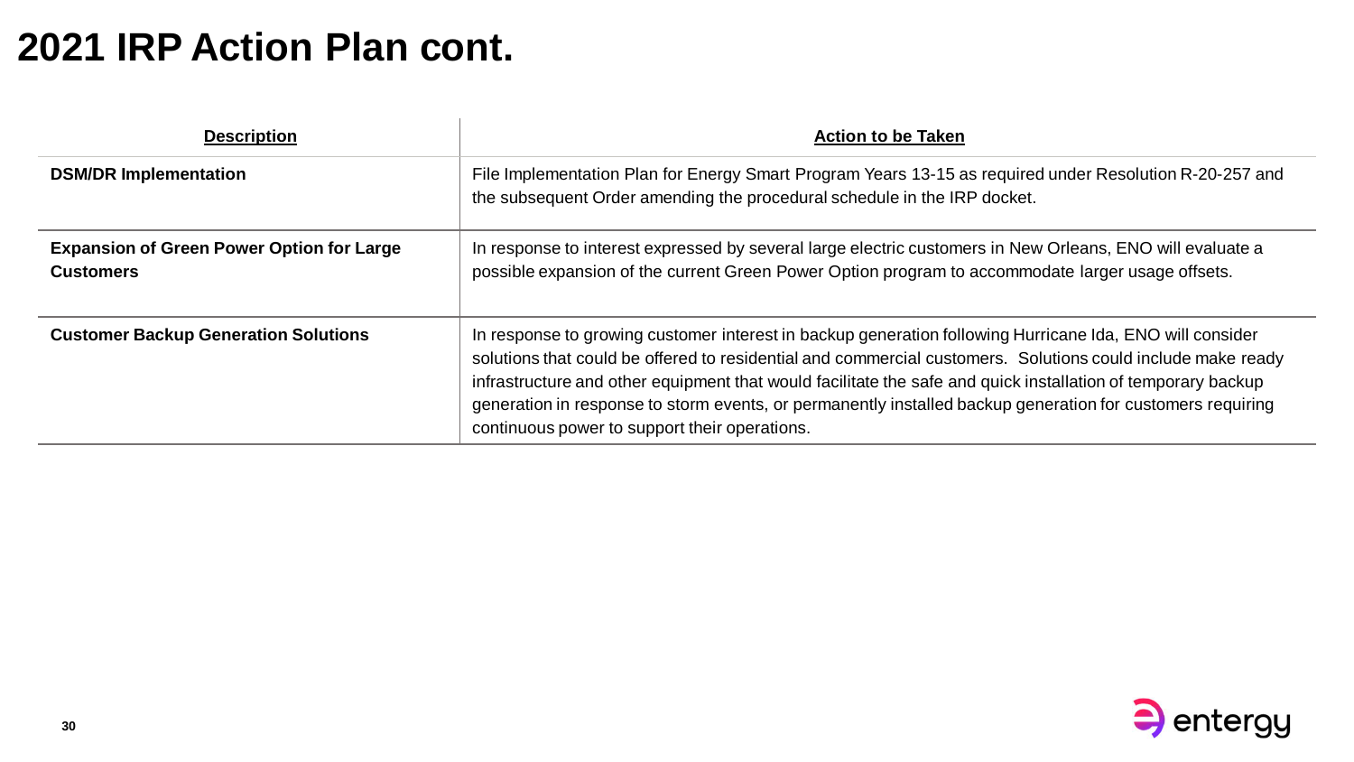# 2021 IRP Action Plan cont.

| Description | Action to be Taken |
|---|---|
| **DSM/DR Implementation** | File Implementation Plan for Energy Smart Program Years 13-15 as required under Resolution R-20-257 and the subsequent Order amending the procedural schedule in the IRP docket. |
| **Expansion of Green Power Option for Large Customers** | In response to interest expressed by several large electric customers in New Orleans, ENO will evaluate a possible expansion of the current Green Power Option program to accommodate larger usage offsets. |
| **Customer Backup Generation Solutions** | In response to growing customer interest in backup generation following Hurricane Ida, ENO will consider solutions that could be offered to residential and commercial customers. Solutions could include make ready infrastructure and other equipment that would facilitate the safe and quick installation of temporary backup generation in response to storm events, or permanently installed backup generation for customers requiring continuous power to support their operations. |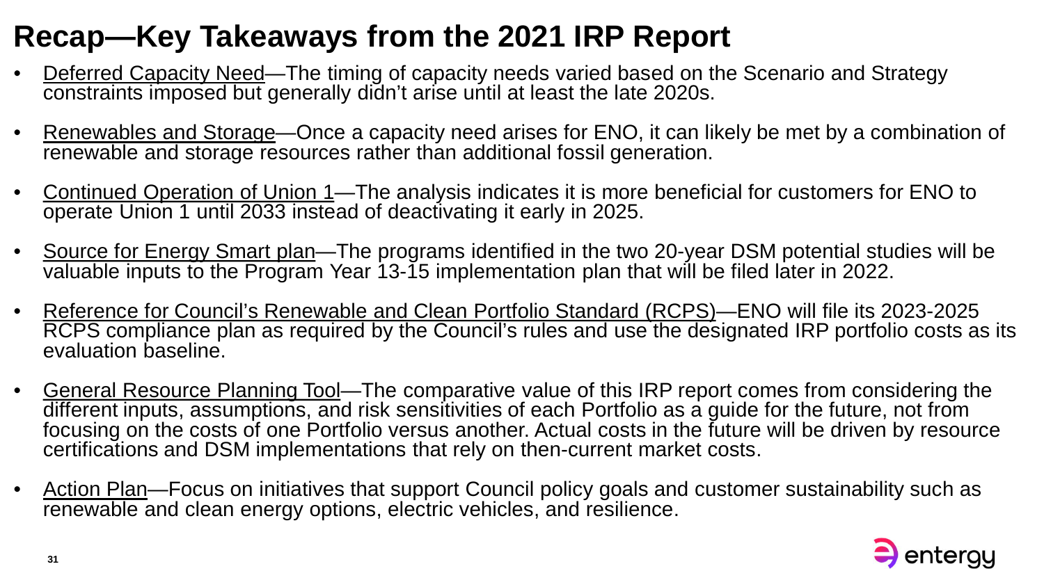# Recap—Key Takeaways from the 2021 IRP Report

- Deferred Capacity Need—The timing of capacity needs varied based on the Scenario and Strategy constraints imposed but generally didn't arise until at least the late 2020s.
- Renewables and Storage—Once a capacity need arises for ENO, it can likely be met by a combination of renewable and storage resources rather than additional fossil generation.
- Continued Operation of Union 1—The analysis indicates it is more beneficial for customers for ENO to operate Union 1 until 2033 instead of deactivating it early in 2025.
- Source for Energy Smart plan—The programs identified in the two 20-year DSM potential studies will be valuable inputs to the Program Year 13-15 implementation plan that will be filed later in 2022.
- Reference for Council's Renewable and Clean Portfolio Standard (RCPS)—ENO will file its 2023-2025 RCPS compliance plan as required by the Council's rules and use the designated IRP portfolio costs as its evaluation baseline.
- General Resource Planning Tool—The comparative value of this IRP report comes from considering the different inputs, assumptions, and risk sensitivities of each Portfolio as a guide for the future, not from focusing on the costs of one Portfolio versus another. Actual costs in the future will be driven by resource certifications and DSM implementations that rely on then-current market costs.
- Action Plan—Focus on initiatives that support Council policy goals and customer sustainability such as renewable and clean energy options, electric vehicles, and resilience.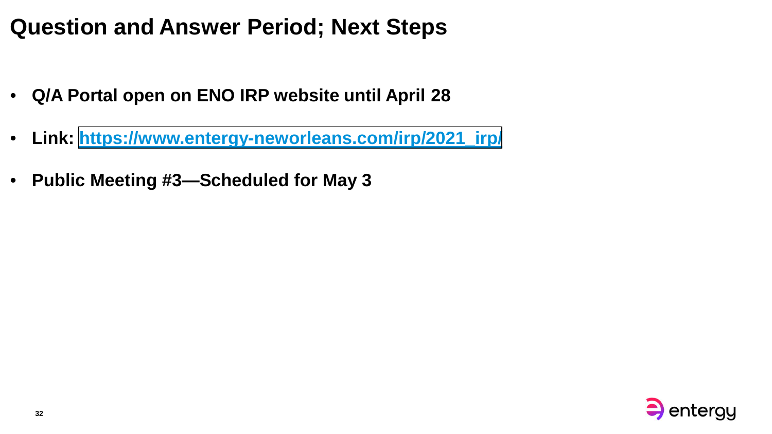# Question and Answer Period; Next Steps

- **Q/A Portal open on ENO IRP website until April 28**
- **Link: https://www.entergy-neworleans.com/irp/2021_irp/**
- **Public Meeting #3—Scheduled for May 3**